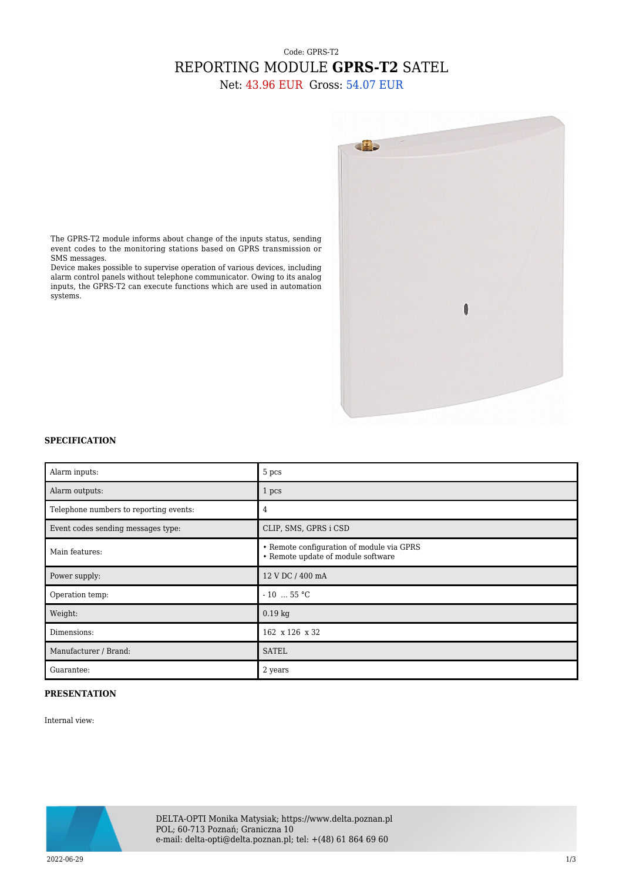Code: GPRS-T2

# REPORTING MODULE **GPRS-T2** SATEL

Net: 43.96 EUR Gross: 54.07 EUR

The GPRS-T2 module informs about change of the inputs status, sending event codes to the monitoring stations based on GPRS transmission or SMS messages.
Device makes possible to supervise operation of various devices, including alarm control panels without telephone communicator. Owing to its analog inputs, the GPRS-T2 can execute functions which are used in automation systems.

### SPECIFICATION

| | |
|---|---|
| Alarm inputs: | 5 pcs |
| Alarm outputs: | 1 pcs |
| Telephone numbers to reporting events: | 4 |
| Event codes sending messages type: | CLIP, SMS, GPRS i CSD |
| Main features: | • Remote configuration of module via GPRS<br>• Remote update of module software |
| Power supply: | 12 V DC / 400 mA |
| Operation temp: | - 10 ... 55 °C |
| Weight: | 0.19 kg |
| Dimensions: | 162 x 126 x 32 |
| Manufacturer / Brand: | SATEL |
| Guarantee: | 2 years |

### PRESENTATION

Internal view: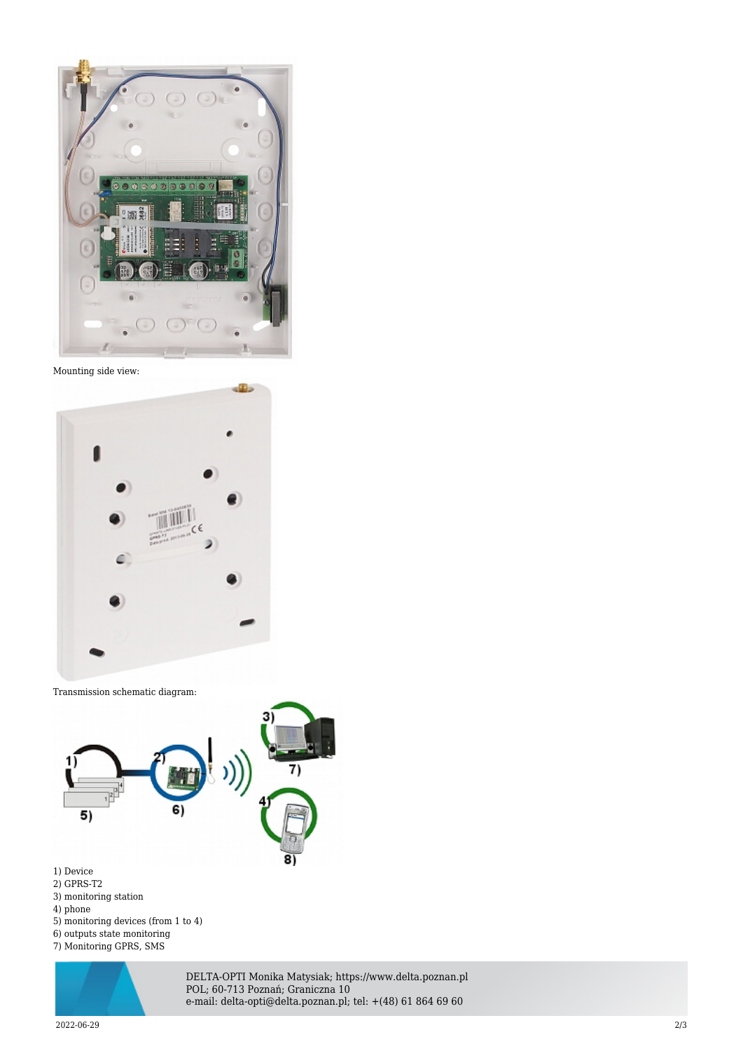Mounting side view:

Transmission schematic diagram:

1) Device
2) GPRS-T2
3) monitoring station
4) phone
5) monitoring devices (from 1 to 4)
6) outputs state monitoring
7) Monitoring GPRS, SMS

DELTA-OPTI Monika Matysiak; https://www.delta.poznan.pl
POL; 60-713 Poznań; Graniczna 10
e-mail: delta-opti@delta.poznan.pl; tel: +(48) 61 864 69 60

2022-06-29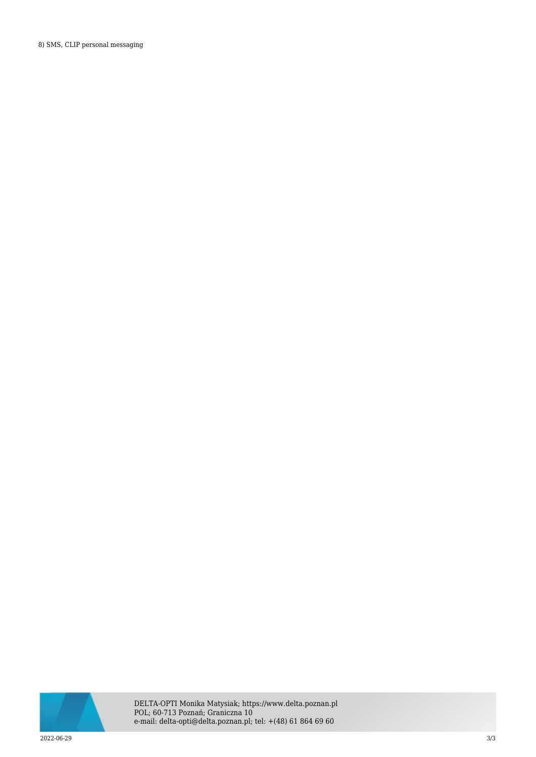8) SMS, CLIP personal messaging